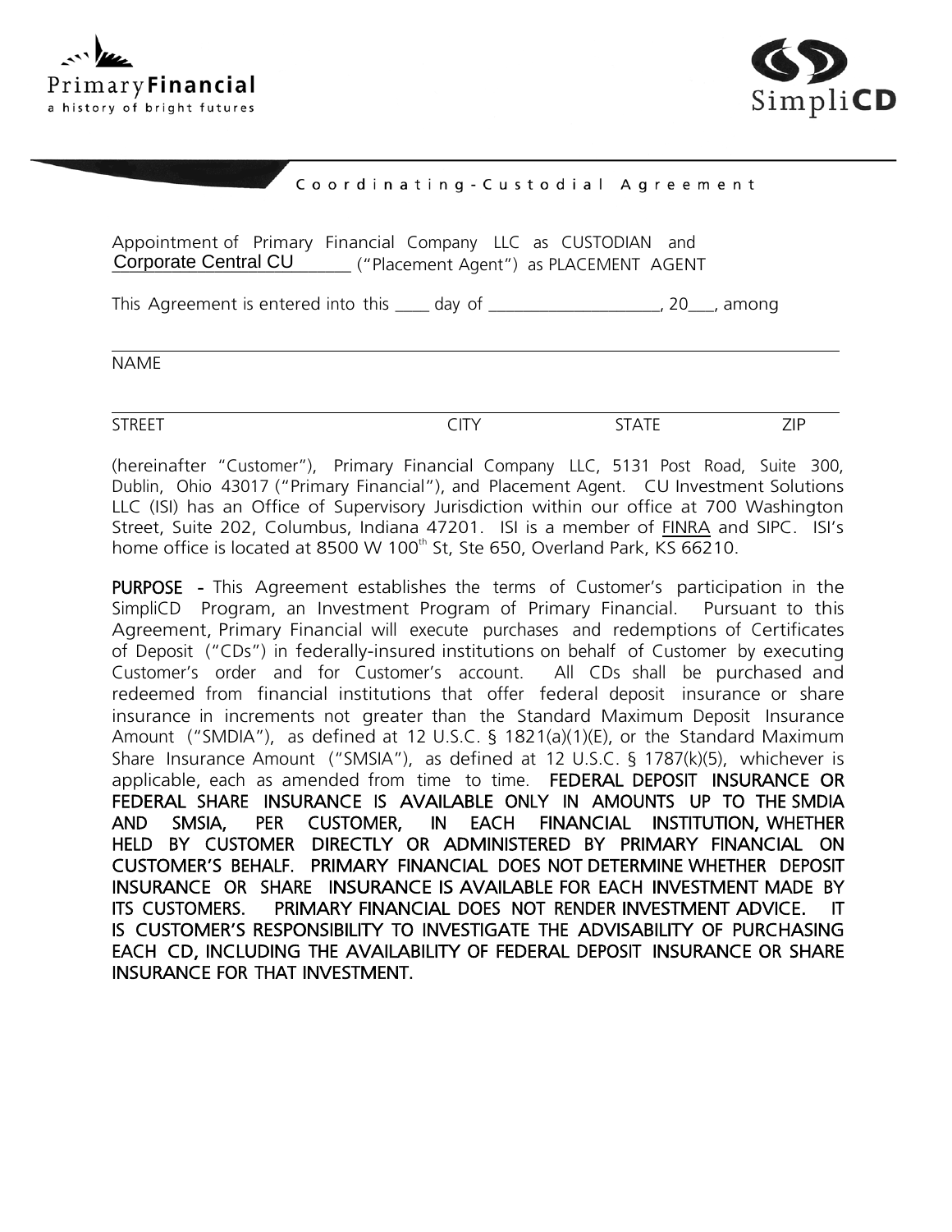Primary**Financial**
a history of bright futures

Simpli**CD**

## Coordinating-Custodial Agreement

Appointment of Primary Financial Company LLC as CUSTODIAN and Corporate Central CU ("Placement Agent") as PLACEMENT AGENT

This Agreement is entered into this \_\_\_\_ day of \_\_\_\_\_\_\_\_\_\_\_\_\_\_\_\_\_\_\_\_, 20\_\_\_, among

\_\_\_\_\_\_\_\_\_\_\_\_\_\_\_\_\_\_\_\_\_\_\_\_\_\_\_\_\_\_\_\_\_\_\_\_\_\_\_\_\_\_\_\_\_\_\_\_\_\_\_\_\_\_\_\_\_\_\_\_\_\_\_\_\_\_\_\_

NAME

\_\_\_\_\_\_\_\_\_\_\_\_\_\_\_\_\_\_\_\_\_\_\_\_\_\_\_\_\_\_\_\_\_\_\_\_\_\_\_\_\_\_\_\_\_\_\_\_\_\_\_\_\_\_\_\_\_\_\_\_\_\_\_\_\_\_\_\_

STREET CITY STATE ZIP

(hereinafter "Customer"), Primary Financial Company LLC, 5131 Post Road, Suite 300, Dublin, Ohio 43017 ("Primary Financial"), and Placement Agent. CU Investment Solutions LLC (ISI) has an Office of Supervisory Jurisdiction within our office at 700 Washington Street, Suite 202, Columbus, Indiana 47201. ISI is a member of FINRA and SIPC. ISI's home office is located at 8500 W 100th St, Ste 650, Overland Park, KS 66210.

**PURPOSE** - This Agreement establishes the terms of Customer's participation in the SimpliCD Program, an Investment Program of Primary Financial. Pursuant to this Agreement, Primary Financial will execute purchases and redemptions of Certificates of Deposit ("CDs") in federally-insured institutions on behalf of Customer by executing Customer's order and for Customer's account. All CDs shall be purchased and redeemed from financial institutions that offer federal deposit insurance or share insurance in increments not greater than the Standard Maximum Deposit Insurance Amount ("SMDIA"), as defined at 12 U.S.C. § 1821(a)(1)(E), or the Standard Maximum Share Insurance Amount ("SMSIA"), as defined at 12 U.S.C. § 1787(k)(5), whichever is applicable, each as amended from time to time. FEDERAL DEPOSIT INSURANCE OR FEDERAL SHARE INSURANCE IS AVAILABLE ONLY IN AMOUNTS UP TO THE SMDIA AND SMSIA, PER CUSTOMER, IN EACH FINANCIAL INSTITUTION, WHETHER HELD BY CUSTOMER DIRECTLY OR ADMINISTERED BY PRIMARY FINANCIAL ON CUSTOMER'S BEHALF. PRIMARY FINANCIAL DOES NOT DETERMINE WHETHER DEPOSIT INSURANCE OR SHARE INSURANCE IS AVAILABLE FOR EACH INVESTMENT MADE BY ITS CUSTOMERS. PRIMARY FINANCIAL DOES NOT RENDER INVESTMENT ADVICE. IT IS CUSTOMER'S RESPONSIBILITY TO INVESTIGATE THE ADVISABILITY OF PURCHASING EACH CD, INCLUDING THE AVAILABILITY OF FEDERAL DEPOSIT INSURANCE OR SHARE INSURANCE FOR THAT INVESTMENT.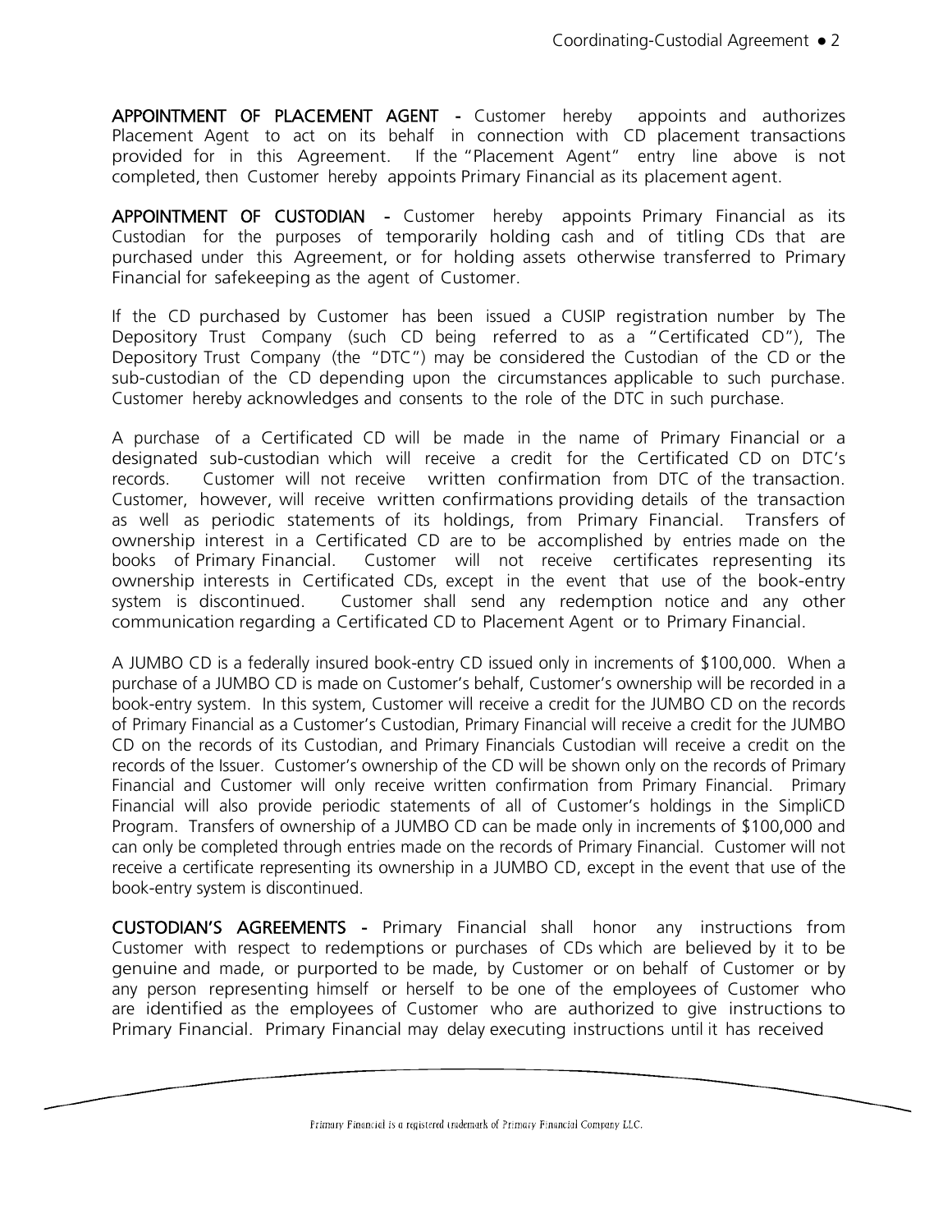**APPOINTMENT OF PLACEMENT AGENT -** Customer hereby appoints and authorizes Placement Agent to act on its behalf in connection with CD placement transactions provided for in this Agreement. If the "Placement Agent" entry line above is not completed, then Customer hereby appoints Primary Financial as its placement agent.

**APPOINTMENT OF CUSTODIAN -** Customer hereby appoints Primary Financial as its Custodian for the purposes of temporarily holding cash and of titling CDs that are purchased under this Agreement, or for holding assets otherwise transferred to Primary Financial for safekeeping as the agent of Customer.

If the CD purchased by Customer has been issued a CUSIP registration number by The Depository Trust Company (such CD being referred to as a "Certificated CD"), The Depository Trust Company (the "DTC") may be considered the Custodian of the CD or the sub-custodian of the CD depending upon the circumstances applicable to such purchase. Customer hereby acknowledges and consents to the role of the DTC in such purchase.

A purchase of a Certificated CD will be made in the name of Primary Financial or a designated sub-custodian which will receive a credit for the Certificated CD on DTC's records. Customer will not receive written confirmation from DTC of the transaction. Customer, however, will receive written confirmations providing details of the transaction as well as periodic statements of its holdings, from Primary Financial. Transfers of ownership interest in a Certificated CD are to be accomplished by entries made on the books of Primary Financial. Customer will not receive certificates representing its ownership interests in Certificated CDs, except in the event that use of the book-entry system is discontinued. Customer shall send any redemption notice and any other communication regarding a Certificated CD to Placement Agent or to Primary Financial.

A JUMBO CD is a federally insured book-entry CD issued only in increments of $100,000. When a purchase of a JUMBO CD is made on Customer's behalf, Customer's ownership will be recorded in a book-entry system. In this system, Customer will receive a credit for the JUMBO CD on the records of Primary Financial as a Customer's Custodian, Primary Financial will receive a credit for the JUMBO CD on the records of its Custodian, and Primary Financials Custodian will receive a credit on the records of the Issuer. Customer's ownership of the CD will be shown only on the records of Primary Financial and Customer will only receive written confirmation from Primary Financial. Primary Financial will also provide periodic statements of all of Customer's holdings in the SimpliCD Program. Transfers of ownership of a JUMBO CD can be made only in increments of $100,000 and can only be completed through entries made on the records of Primary Financial. Customer will not receive a certificate representing its ownership in a JUMBO CD, except in the event that use of the book-entry system is discontinued.

**CUSTODIAN'S AGREEMENTS -** Primary Financial shall honor any instructions from Customer with respect to redemptions or purchases of CDs which are believed by it to be genuine and made, or purported to be made, by Customer or on behalf of Customer or by any person representing himself or herself to be one of the employees of Customer who are identified as the employees of Customer who are authorized to give instructions to Primary Financial. Primary Financial may delay executing instructions until it has received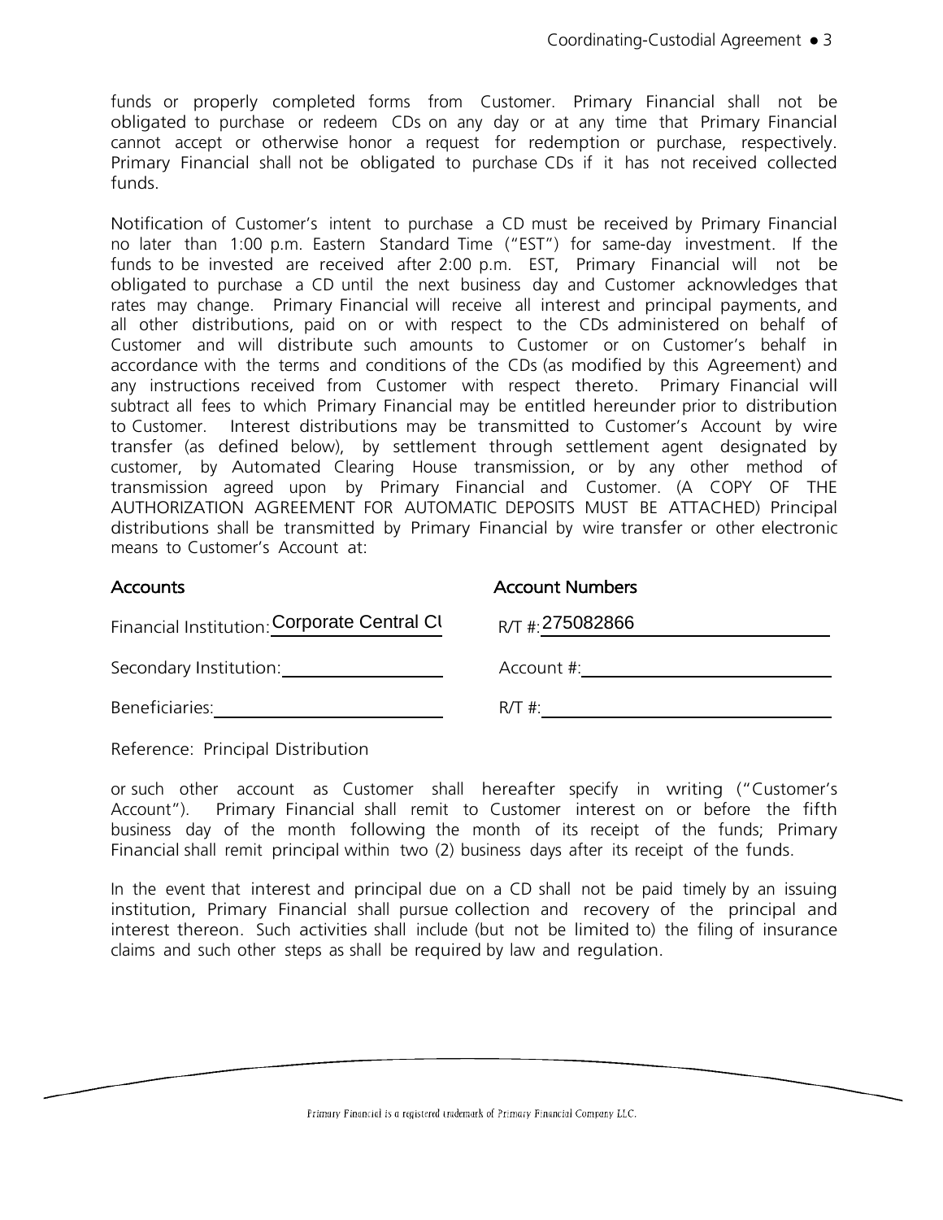funds or properly completed forms from Customer. Primary Financial shall not be obligated to purchase or redeem CDs on any day or at any time that Primary Financial cannot accept or otherwise honor a request for redemption or purchase, respectively. Primary Financial shall not be obligated to purchase CDs if it has not received collected funds.

Notification of Customer's intent to purchase a CD must be received by Primary Financial no later than 1:00 p.m. Eastern Standard Time ("EST") for same-day investment. If the funds to be invested are received after 2:00 p.m. EST, Primary Financial will not be obligated to purchase a CD until the next business day and Customer acknowledges that rates may change. Primary Financial will receive all interest and principal payments, and all other distributions, paid on or with respect to the CDs administered on behalf of Customer and will distribute such amounts to Customer or on Customer's behalf in accordance with the terms and conditions of the CDs (as modified by this Agreement) and any instructions received from Customer with respect thereto. Primary Financial will subtract all fees to which Primary Financial may be entitled hereunder prior to distribution to Customer. Interest distributions may be transmitted to Customer's Account by wire transfer (as defined below), by settlement through settlement agent designated by customer, by Automated Clearing House transmission, or by any other method of transmission agreed upon by Primary Financial and Customer. (A COPY OF THE AUTHORIZATION AGREEMENT FOR AUTOMATIC DEPOSITS MUST BE ATTACHED) Principal distributions shall be transmitted by Primary Financial by wire transfer or other electronic means to Customer's Account at:

| Accounts | Account Numbers |
|---|---|
| Financial Institution: Corporate Central CU | R/T #: 275082866 |
| Secondary Institution: | Account #: |
| Beneficiaries: | R/T #: |

Reference: Principal Distribution

or such other account as Customer shall hereafter specify in writing ("Customer's Account"). Primary Financial shall remit to Customer interest on or before the fifth business day of the month following the month of its receipt of the funds; Primary Financial shall remit principal within two (2) business days after its receipt of the funds.

In the event that interest and principal due on a CD shall not be paid timely by an issuing institution, Primary Financial shall pursue collection and recovery of the principal and interest thereon. Such activities shall include (but not be limited to) the filing of insurance claims and such other steps as shall be required by law and regulation.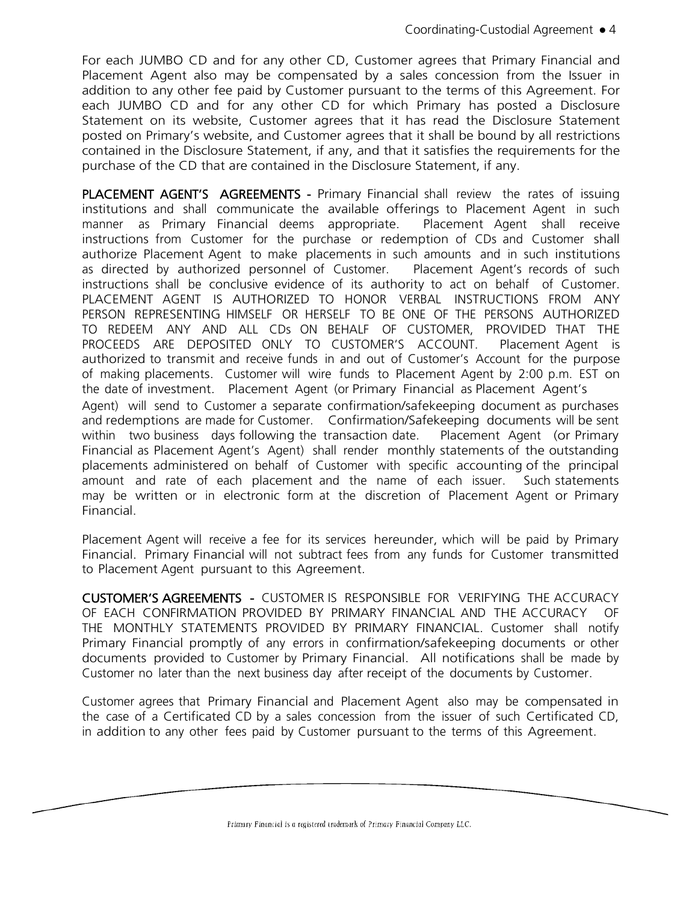For each JUMBO CD and for any other CD, Customer agrees that Primary Financial and Placement Agent also may be compensated by a sales concession from the Issuer in addition to any other fee paid by Customer pursuant to the terms of this Agreement. For each JUMBO CD and for any other CD for which Primary has posted a Disclosure Statement on its website, Customer agrees that it has read the Disclosure Statement posted on Primary's website, and Customer agrees that it shall be bound by all restrictions contained in the Disclosure Statement, if any, and that it satisfies the requirements for the purchase of the CD that are contained in the Disclosure Statement, if any.

**PLACEMENT AGENT'S AGREEMENTS -** Primary Financial shall review the rates of issuing institutions and shall communicate the available offerings to Placement Agent in such manner as Primary Financial deems appropriate. Placement Agent shall receive instructions from Customer for the purchase or redemption of CDs and Customer shall authorize Placement Agent to make placements in such amounts and in such institutions as directed by authorized personnel of Customer. Placement Agent's records of such instructions shall be conclusive evidence of its authority to act on behalf of Customer. PLACEMENT AGENT IS AUTHORIZED TO HONOR VERBAL INSTRUCTIONS FROM ANY PERSON REPRESENTING HIMSELF OR HERSELF TO BE ONE OF THE PERSONS AUTHORIZED TO REDEEM ANY AND ALL CDs ON BEHALF OF CUSTOMER, PROVIDED THAT THE PROCEEDS ARE DEPOSITED ONLY TO CUSTOMER'S ACCOUNT. Placement Agent is authorized to transmit and receive funds in and out of Customer's Account for the purpose of making placements. Customer will wire funds to Placement Agent by 2:00 p.m. EST on the date of investment. Placement Agent (or Primary Financial as Placement Agent's Agent) will send to Customer a separate confirmation/safekeeping document as purchases and redemptions are made for Customer. Confirmation/Safekeeping documents will be sent within two business days following the transaction date. Placement Agent (or Primary Financial as Placement Agent's Agent) shall render monthly statements of the outstanding placements administered on behalf of Customer with specific accounting of the principal amount and rate of each placement and the name of each issuer. Such statements may be written or in electronic form at the discretion of Placement Agent or Primary Financial.

Placement Agent will receive a fee for its services hereunder, which will be paid by Primary Financial. Primary Financial will not subtract fees from any funds for Customer transmitted to Placement Agent pursuant to this Agreement.

**CUSTOMER'S AGREEMENTS -** CUSTOMER IS RESPONSIBLE FOR VERIFYING THE ACCURACY OF EACH CONFIRMATION PROVIDED BY PRIMARY FINANCIAL AND THE ACCURACY OF THE MONTHLY STATEMENTS PROVIDED BY PRIMARY FINANCIAL. Customer shall notify Primary Financial promptly of any errors in confirmation/safekeeping documents or other documents provided to Customer by Primary Financial. All notifications shall be made by Customer no later than the next business day after receipt of the documents by Customer.

Customer agrees that Primary Financial and Placement Agent also may be compensated in the case of a Certificated CD by a sales concession from the issuer of such Certificated CD, in addition to any other fees paid by Customer pursuant to the terms of this Agreement.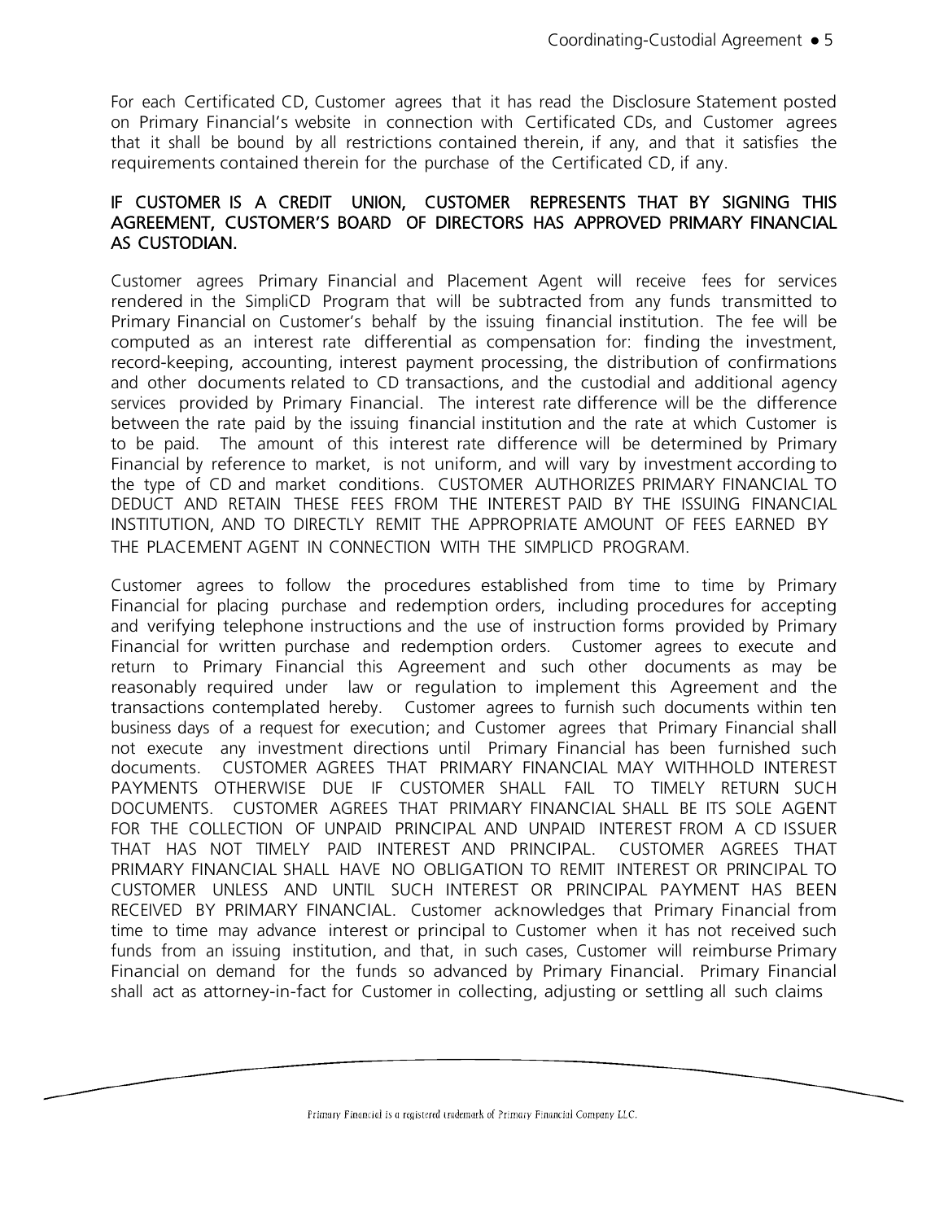For each Certificated CD, Customer agrees that it has read the Disclosure Statement posted on Primary Financial's website in connection with Certificated CDs, and Customer agrees that it shall be bound by all restrictions contained therein, if any, and that it satisfies the requirements contained therein for the purchase of the Certificated CD, if any.

**IF CUSTOMER IS A CREDIT UNION, CUSTOMER REPRESENTS THAT BY SIGNING THIS AGREEMENT, CUSTOMER'S BOARD OF DIRECTORS HAS APPROVED PRIMARY FINANCIAL AS CUSTODIAN.**

Customer agrees Primary Financial and Placement Agent will receive fees for services rendered in the SimpliCD Program that will be subtracted from any funds transmitted to Primary Financial on Customer's behalf by the issuing financial institution. The fee will be computed as an interest rate differential as compensation for: finding the investment, record-keeping, accounting, interest payment processing, the distribution of confirmations and other documents related to CD transactions, and the custodial and additional agency services provided by Primary Financial. The interest rate difference will be the difference between the rate paid by the issuing financial institution and the rate at which Customer is to be paid. The amount of this interest rate difference will be determined by Primary Financial by reference to market, is not uniform, and will vary by investment according to the type of CD and market conditions. CUSTOMER AUTHORIZES PRIMARY FINANCIAL TO DEDUCT AND RETAIN THESE FEES FROM THE INTEREST PAID BY THE ISSUING FINANCIAL INSTITUTION, AND TO DIRECTLY REMIT THE APPROPRIATE AMOUNT OF FEES EARNED BY THE PLACEMENT AGENT IN CONNECTION WITH THE SIMPLICD PROGRAM.

Customer agrees to follow the procedures established from time to time by Primary Financial for placing purchase and redemption orders, including procedures for accepting and verifying telephone instructions and the use of instruction forms provided by Primary Financial for written purchase and redemption orders. Customer agrees to execute and return to Primary Financial this Agreement and such other documents as may be reasonably required under law or regulation to implement this Agreement and the transactions contemplated hereby. Customer agrees to furnish such documents within ten business days of a request for execution; and Customer agrees that Primary Financial shall not execute any investment directions until Primary Financial has been furnished such documents. CUSTOMER AGREES THAT PRIMARY FINANCIAL MAY WITHHOLD INTEREST PAYMENTS OTHERWISE DUE IF CUSTOMER SHALL FAIL TO TIMELY RETURN SUCH DOCUMENTS. CUSTOMER AGREES THAT PRIMARY FINANCIAL SHALL BE ITS SOLE AGENT FOR THE COLLECTION OF UNPAID PRINCIPAL AND UNPAID INTEREST FROM A CD ISSUER THAT HAS NOT TIMELY PAID INTEREST AND PRINCIPAL. CUSTOMER AGREES THAT PRIMARY FINANCIAL SHALL HAVE NO OBLIGATION TO REMIT INTEREST OR PRINCIPAL TO CUSTOMER UNLESS AND UNTIL SUCH INTEREST OR PRINCIPAL PAYMENT HAS BEEN RECEIVED BY PRIMARY FINANCIAL. Customer acknowledges that Primary Financial from time to time may advance interest or principal to Customer when it has not received such funds from an issuing institution, and that, in such cases, Customer will reimburse Primary Financial on demand for the funds so advanced by Primary Financial. Primary Financial shall act as attorney-in-fact for Customer in collecting, adjusting or settling all such claims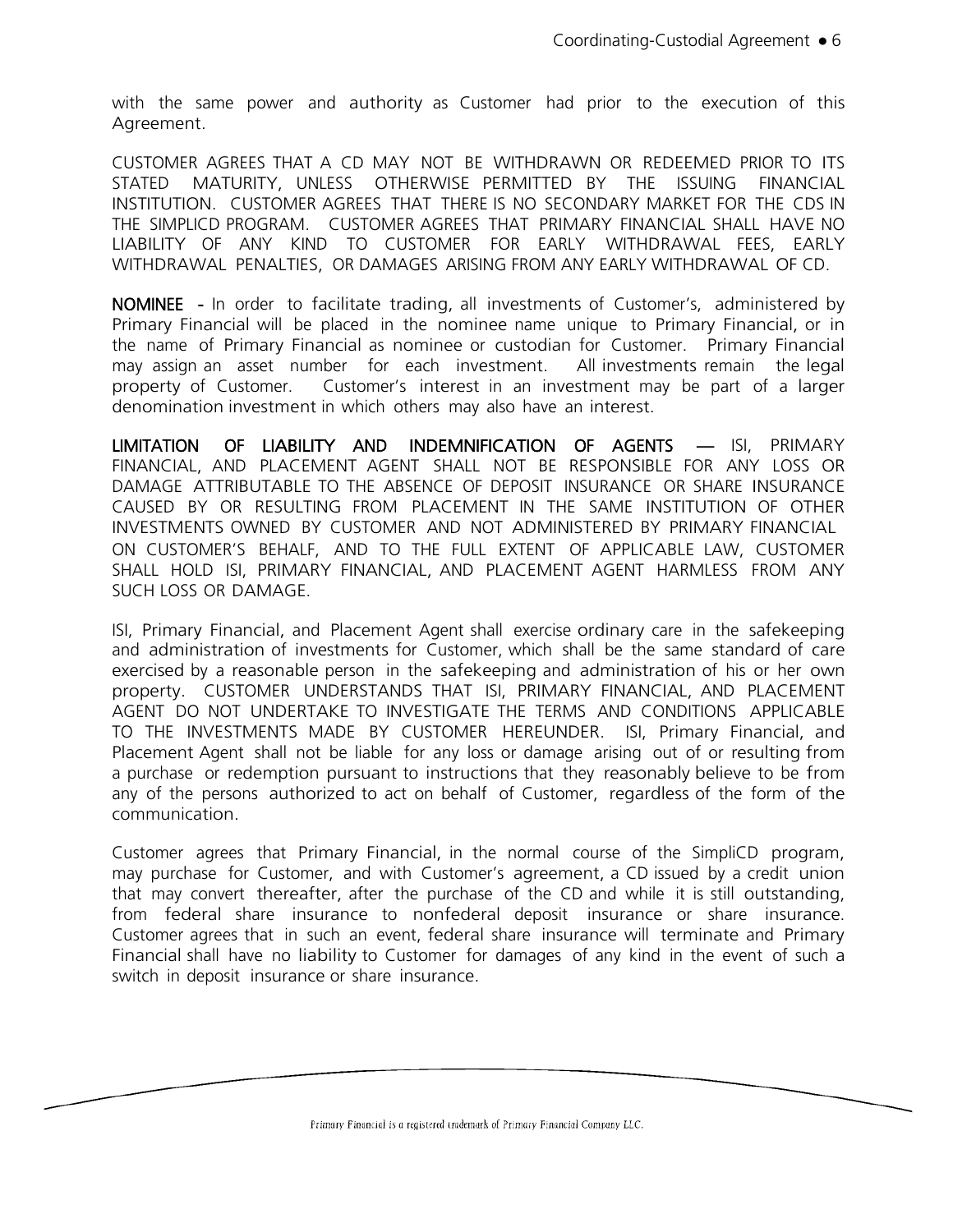with the same power and authority as Customer had prior to the execution of this Agreement.

CUSTOMER AGREES THAT A CD MAY NOT BE WITHDRAWN OR REDEEMED PRIOR TO ITS STATED MATURITY, UNLESS OTHERWISE PERMITTED BY THE ISSUING FINANCIAL INSTITUTION. CUSTOMER AGREES THAT THERE IS NO SECONDARY MARKET FOR THE CDS IN THE SIMPLICD PROGRAM. CUSTOMER AGREES THAT PRIMARY FINANCIAL SHALL HAVE NO LIABILITY OF ANY KIND TO CUSTOMER FOR EARLY WITHDRAWAL FEES, EARLY WITHDRAWAL PENALTIES, OR DAMAGES ARISING FROM ANY EARLY WITHDRAWAL OF CD.

**NOMINEE -** In order to facilitate trading, all investments of Customer's, administered by Primary Financial will be placed in the nominee name unique to Primary Financial, or in the name of Primary Financial as nominee or custodian for Customer. Primary Financial may assign an asset number for each investment. All investments remain the legal property of Customer. Customer's interest in an investment may be part of a larger denomination investment in which others may also have an interest.

**LIMITATION OF LIABILITY AND INDEMNIFICATION OF AGENTS —** ISI, PRIMARY FINANCIAL, AND PLACEMENT AGENT SHALL NOT BE RESPONSIBLE FOR ANY LOSS OR DAMAGE ATTRIBUTABLE TO THE ABSENCE OF DEPOSIT INSURANCE OR SHARE INSURANCE CAUSED BY OR RESULTING FROM PLACEMENT IN THE SAME INSTITUTION OF OTHER INVESTMENTS OWNED BY CUSTOMER AND NOT ADMINISTERED BY PRIMARY FINANCIAL ON CUSTOMER'S BEHALF, AND TO THE FULL EXTENT OF APPLICABLE LAW, CUSTOMER SHALL HOLD ISI, PRIMARY FINANCIAL, AND PLACEMENT AGENT HARMLESS FROM ANY SUCH LOSS OR DAMAGE.

ISI, Primary Financial, and Placement Agent shall exercise ordinary care in the safekeeping and administration of investments for Customer, which shall be the same standard of care exercised by a reasonable person in the safekeeping and administration of his or her own property. CUSTOMER UNDERSTANDS THAT ISI, PRIMARY FINANCIAL, AND PLACEMENT AGENT DO NOT UNDERTAKE TO INVESTIGATE THE TERMS AND CONDITIONS APPLICABLE TO THE INVESTMENTS MADE BY CUSTOMER HEREUNDER. ISI, Primary Financial, and Placement Agent shall not be liable for any loss or damage arising out of or resulting from a purchase or redemption pursuant to instructions that they reasonably believe to be from any of the persons authorized to act on behalf of Customer, regardless of the form of the communication.

Customer agrees that Primary Financial, in the normal course of the SimpliCD program, may purchase for Customer, and with Customer's agreement, a CD issued by a credit union that may convert thereafter, after the purchase of the CD and while it is still outstanding, from federal share insurance to nonfederal deposit insurance or share insurance. Customer agrees that in such an event, federal share insurance will terminate and Primary Financial shall have no liability to Customer for damages of any kind in the event of such a switch in deposit insurance or share insurance.

Primary Financial is a registered trademark of Primary Financial Company LLC.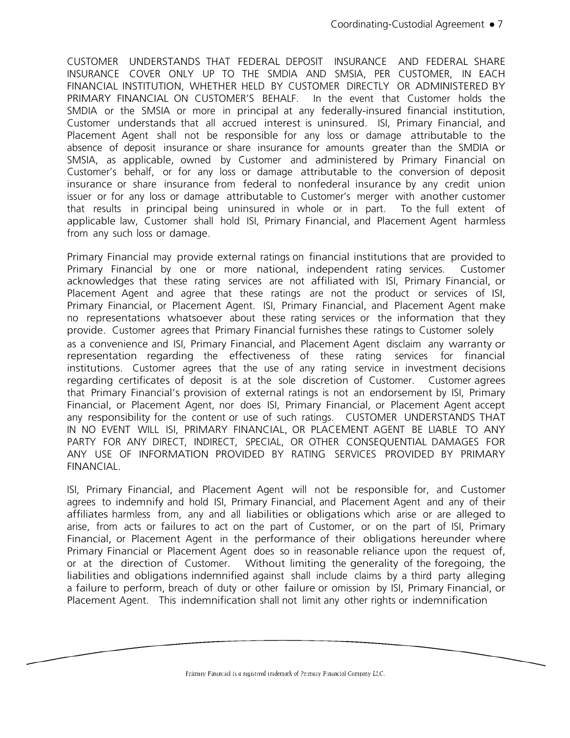CUSTOMER UNDERSTANDS THAT FEDERAL DEPOSIT INSURANCE AND FEDERAL SHARE INSURANCE COVER ONLY UP TO THE SMDIA AND SMSIA, PER CUSTOMER, IN EACH FINANCIAL INSTITUTION, WHETHER HELD BY CUSTOMER DIRECTLY OR ADMINISTERED BY PRIMARY FINANCIAL ON CUSTOMER'S BEHALF. In the event that Customer holds the SMDIA or the SMSIA or more in principal at any federally-insured financial institution, Customer understands that all accrued interest is uninsured. ISI, Primary Financial, and Placement Agent shall not be responsible for any loss or damage attributable to the absence of deposit insurance or share insurance for amounts greater than the SMDIA or SMSIA, as applicable, owned by Customer and administered by Primary Financial on Customer's behalf, or for any loss or damage attributable to the conversion of deposit insurance or share insurance from federal to nonfederal insurance by any credit union issuer or for any loss or damage attributable to Customer's merger with another customer that results in principal being uninsured in whole or in part. To the full extent of applicable law, Customer shall hold ISI, Primary Financial, and Placement Agent harmless from any such loss or damage.

Primary Financial may provide external ratings on financial institutions that are provided to Primary Financial by one or more national, independent rating services. Customer acknowledges that these rating services are not affiliated with ISI, Primary Financial, or Placement Agent and agree that these ratings are not the product or services of ISI, Primary Financial, or Placement Agent. ISI, Primary Financial, and Placement Agent make no representations whatsoever about these rating services or the information that they provide. Customer agrees that Primary Financial furnishes these ratings to Customer solely as a convenience and ISI, Primary Financial, and Placement Agent disclaim any warranty or representation regarding the effectiveness of these rating services for financial institutions. Customer agrees that the use of any rating service in investment decisions regarding certificates of deposit is at the sole discretion of Customer. Customer agrees that Primary Financial's provision of external ratings is not an endorsement by ISI, Primary Financial, or Placement Agent, nor does ISI, Primary Financial, or Placement Agent accept any responsibility for the content or use of such ratings. CUSTOMER UNDERSTANDS THAT IN NO EVENT WILL ISI, PRIMARY FINANCIAL, OR PLACEMENT AGENT BE LIABLE TO ANY PARTY FOR ANY DIRECT, INDIRECT, SPECIAL, OR OTHER CONSEQUENTIAL DAMAGES FOR ANY USE OF INFORMATION PROVIDED BY RATING SERVICES PROVIDED BY PRIMARY FINANCIAL.

ISI, Primary Financial, and Placement Agent will not be responsible for, and Customer agrees to indemnify and hold ISI, Primary Financial, and Placement Agent and any of their affiliates harmless from, any and all liabilities or obligations which arise or are alleged to arise, from acts or failures to act on the part of Customer, or on the part of ISI, Primary Financial, or Placement Agent in the performance of their obligations hereunder where Primary Financial or Placement Agent does so in reasonable reliance upon the request of, or at the direction of Customer. Without limiting the generality of the foregoing, the liabilities and obligations indemnified against shall include claims by a third party alleging a failure to perform, breach of duty or other failure or omission by ISI, Primary Financial, or Placement Agent. This indemnification shall not limit any other rights or indemnification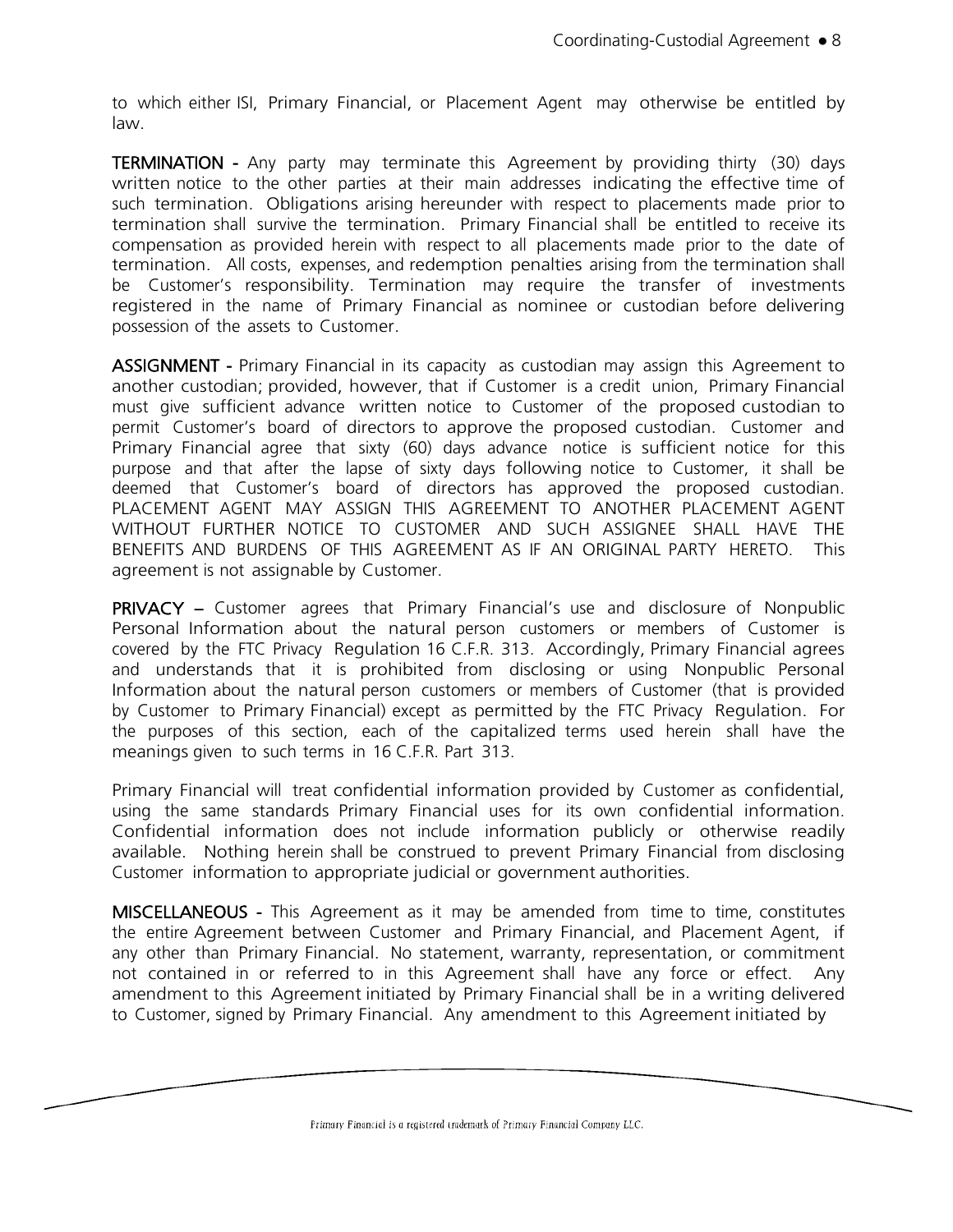to which either ISI, Primary Financial, or Placement Agent may otherwise be entitled by law.

**TERMINATION -** Any party may terminate this Agreement by providing thirty (30) days written notice to the other parties at their main addresses indicating the effective time of such termination. Obligations arising hereunder with respect to placements made prior to termination shall survive the termination. Primary Financial shall be entitled to receive its compensation as provided herein with respect to all placements made prior to the date of termination. All costs, expenses, and redemption penalties arising from the termination shall be Customer's responsibility. Termination may require the transfer of investments registered in the name of Primary Financial as nominee or custodian before delivering possession of the assets to Customer.

**ASSIGNMENT -** Primary Financial in its capacity as custodian may assign this Agreement to another custodian; provided, however, that if Customer is a credit union, Primary Financial must give sufficient advance written notice to Customer of the proposed custodian to permit Customer's board of directors to approve the proposed custodian. Customer and Primary Financial agree that sixty (60) days advance notice is sufficient notice for this purpose and that after the lapse of sixty days following notice to Customer, it shall be deemed that Customer's board of directors has approved the proposed custodian. PLACEMENT AGENT MAY ASSIGN THIS AGREEMENT TO ANOTHER PLACEMENT AGENT WITHOUT FURTHER NOTICE TO CUSTOMER AND SUCH ASSIGNEE SHALL HAVE THE BENEFITS AND BURDENS OF THIS AGREEMENT AS IF AN ORIGINAL PARTY HERETO. This agreement is not assignable by Customer.

**PRIVACY –** Customer agrees that Primary Financial's use and disclosure of Nonpublic Personal Information about the natural person customers or members of Customer is covered by the FTC Privacy Regulation 16 C.F.R. 313. Accordingly, Primary Financial agrees and understands that it is prohibited from disclosing or using Nonpublic Personal Information about the natural person customers or members of Customer (that is provided by Customer to Primary Financial) except as permitted by the FTC Privacy Regulation. For the purposes of this section, each of the capitalized terms used herein shall have the meanings given to such terms in 16 C.F.R. Part 313.

Primary Financial will treat confidential information provided by Customer as confidential, using the same standards Primary Financial uses for its own confidential information. Confidential information does not include information publicly or otherwise readily available. Nothing herein shall be construed to prevent Primary Financial from disclosing Customer information to appropriate judicial or government authorities.

**MISCELLANEOUS -** This Agreement as it may be amended from time to time, constitutes the entire Agreement between Customer and Primary Financial, and Placement Agent, if any other than Primary Financial. No statement, warranty, representation, or commitment not contained in or referred to in this Agreement shall have any force or effect. Any amendment to this Agreement initiated by Primary Financial shall be in a writing delivered to Customer, signed by Primary Financial. Any amendment to this Agreement initiated by

Primary Financial is a registered trademark of Primary Financial Company LLC.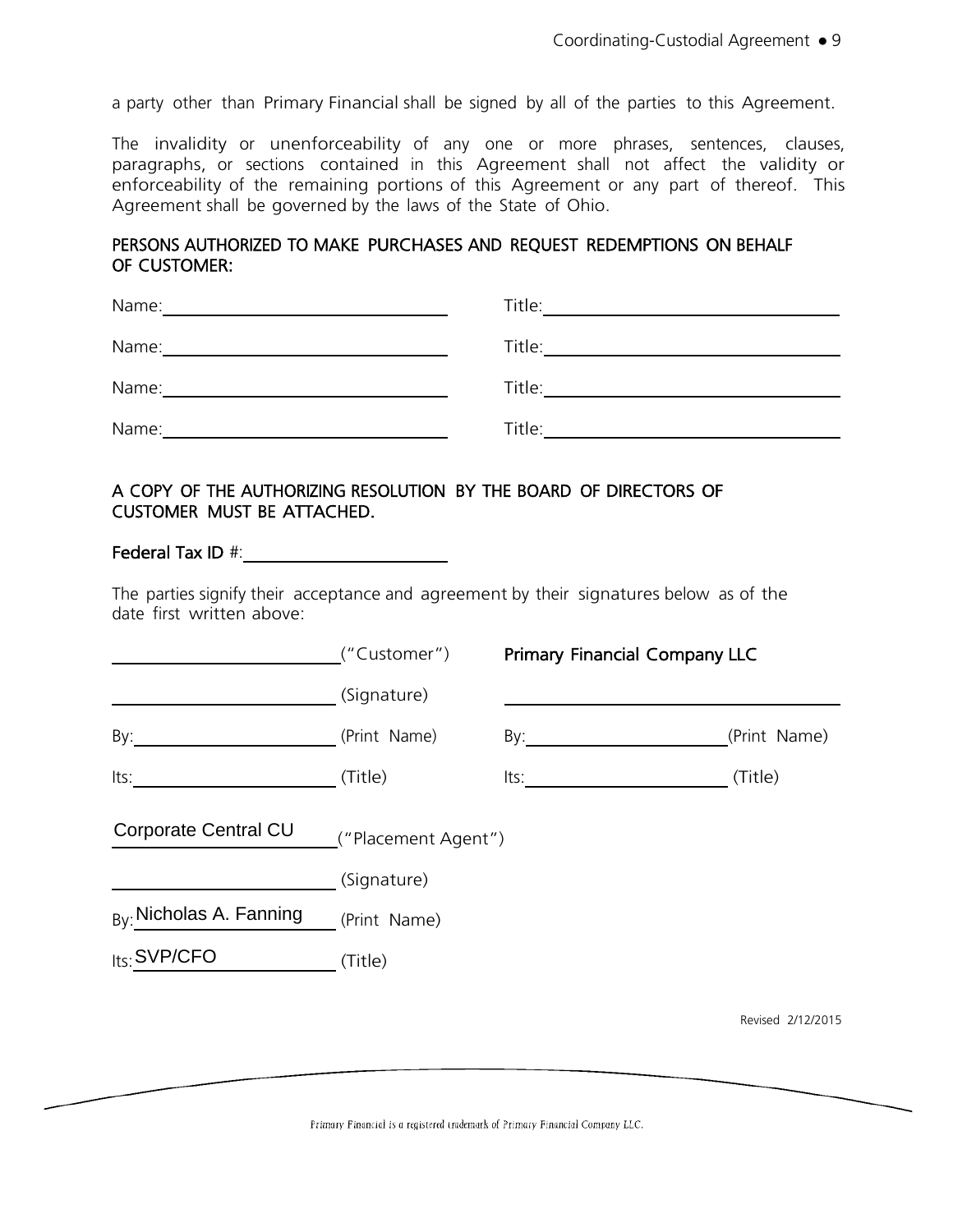a party other than Primary Financial shall be signed by all of the parties to this Agreement.

The invalidity or unenforceability of any one or more phrases, sentences, clauses, paragraphs, or sections contained in this Agreement shall not affect the validity or enforceability of the remaining portions of this Agreement or any part of thereof. This Agreement shall be governed by the laws of the State of Ohio.

**PERSONS AUTHORIZED TO MAKE PURCHASES AND REQUEST REDEMPTIONS ON BEHALF OF CUSTOMER:**

Name: ______________________ Title: ______________________

Name: ______________________ Title: ______________________

Name: ______________________ Title: ______________________

Name: ______________________ Title: ______________________

**A COPY OF THE AUTHORIZING RESOLUTION BY THE BOARD OF DIRECTORS OF CUSTOMER MUST BE ATTACHED.**

**Federal Tax ID** #: ______________________

The parties signify their acceptance and agreement by their signatures below as of the date first written above:

______________________ ("Customer")

______________________ (Signature)

By: ______________________ (Print Name)

Its: ______________________ (Title)

**Primary Financial Company LLC**

______________________

By: ______________________ (Print Name)

Its: ______________________ (Title)

Corporate Central CU ("Placement Agent")

______________________ (Signature)

By: Nicholas A. Fanning (Print Name)

Its: SVP/CFO (Title)

Revised 2/12/2015

Primary Financial is a registered trademark of Primary Financial Company LLC.